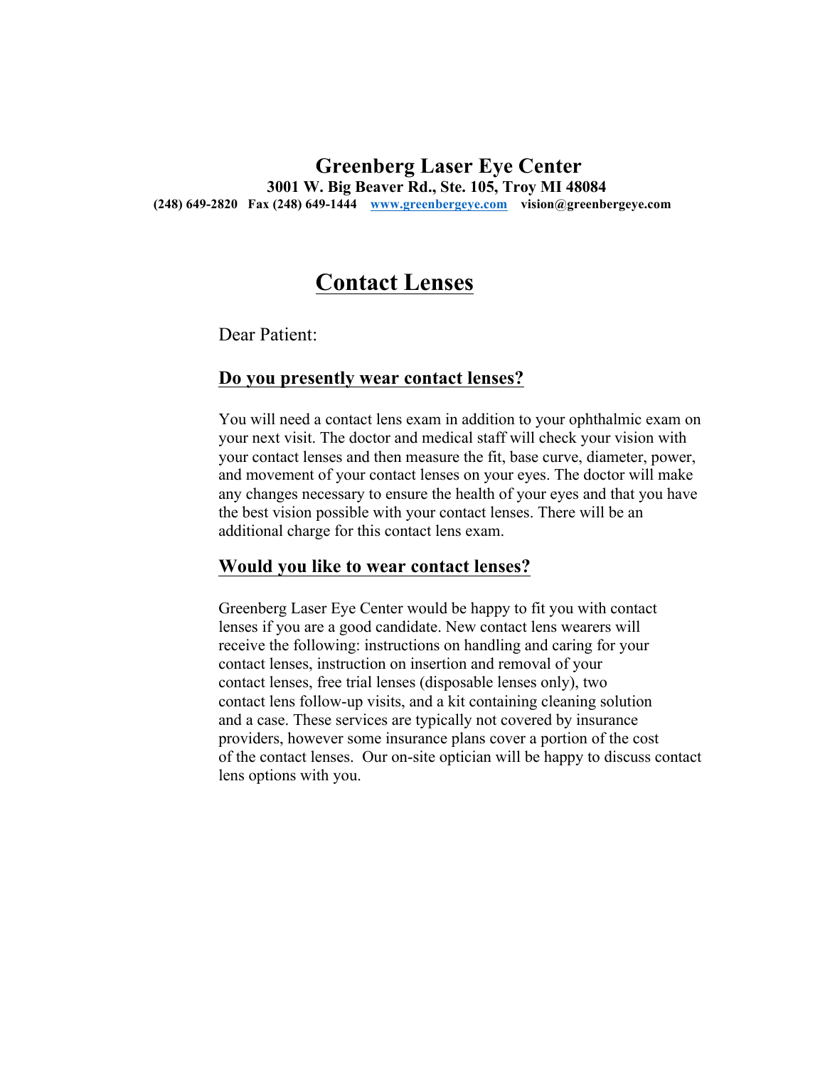# Greenberg Laser Eye Center

**3001 W. Big Beaver Rd., Ste. 105, Troy MI 48084**

**(248) 649-2820 Fax (248) 649-1444 [www.greenbergeye.com](http://www.greenbergeye.com) vision@greenbergeye.com**

## Contact Lenses

Dear Patient:

### Do you presently wear contact lenses?

You will need a contact lens exam in addition to your ophthalmic exam on your next visit. The doctor and medical staff will check your vision with your contact lenses and then measure the fit, base curve, diameter, power, and movement of your contact lenses on your eyes. The doctor will make any changes necessary to ensure the health of your eyes and that you have the best vision possible with your contact lenses. There will be an additional charge for this contact lens exam.

### Would you like to wear contact lenses?

Greenberg Laser Eye Center would be happy to fit you with contact lenses if you are a good candidate. New contact lens wearers will receive the following: instructions on handling and caring for your contact lenses, instruction on insertion and removal of your contact lenses, free trial lenses (disposable lenses only), two contact lens follow-up visits, and a kit containing cleaning solution and a case. These services are typically not covered by insurance providers, however some insurance plans cover a portion of the cost of the contact lenses. Our on-site optician will be happy to discuss contact lens options with you.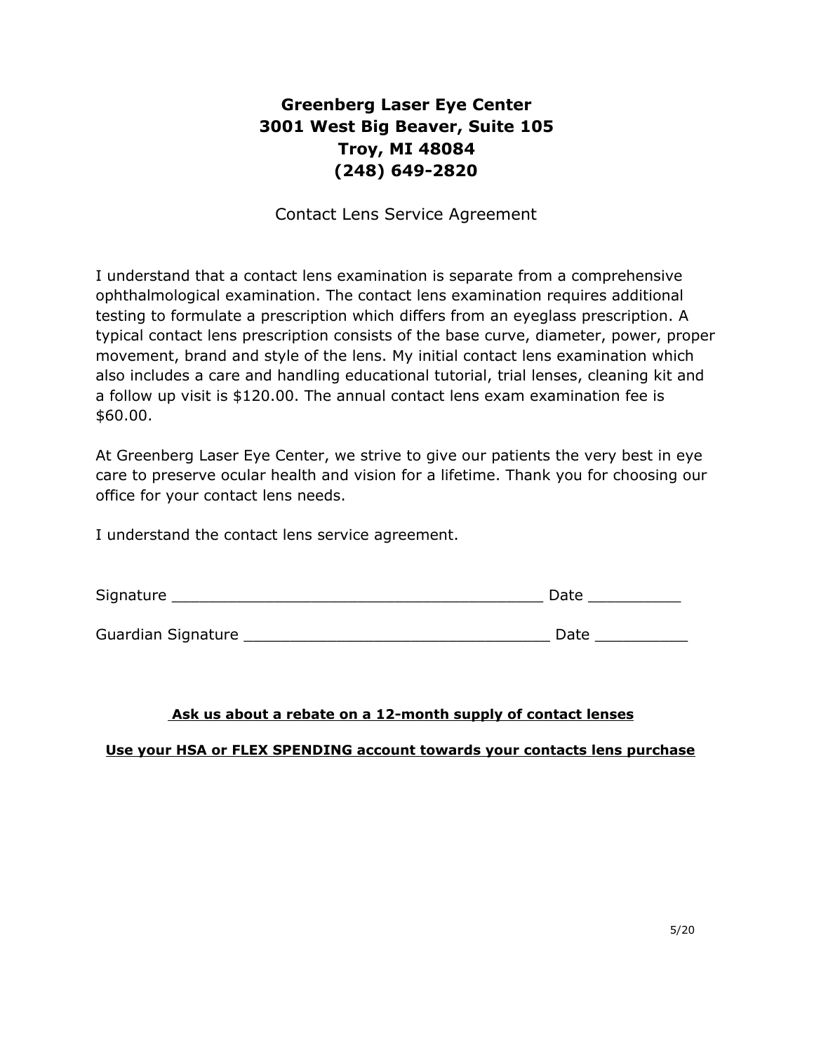**Greenberg Laser Eye Center**
**3001 West Big Beaver, Suite 105**
**Troy, MI 48084**
**(248) 649-2820**

Contact Lens Service Agreement

I understand that a contact lens examination is separate from a comprehensive ophthalmological examination. The contact lens examination requires additional testing to formulate a prescription which differs from an eyeglass prescription. A typical contact lens prescription consists of the base curve, diameter, power, proper movement, brand and style of the lens. My initial contact lens examination which also includes a care and handling educational tutorial, trial lenses, cleaning kit and a follow up visit is $120.00. The annual contact lens exam examination fee is $60.00.

At Greenberg Laser Eye Center, we strive to give our patients the very best in eye care to preserve ocular health and vision for a lifetime. Thank you for choosing our office for your contact lens needs.

I understand the contact lens service agreement.

Signature ________________________________________ Date __________

Guardian Signature _________________________________ Date __________

**Ask us about a rebate on a 12-month supply of contact lenses**

**Use your HSA or FLEX SPENDING account towards your contacts lens purchase**

5/20